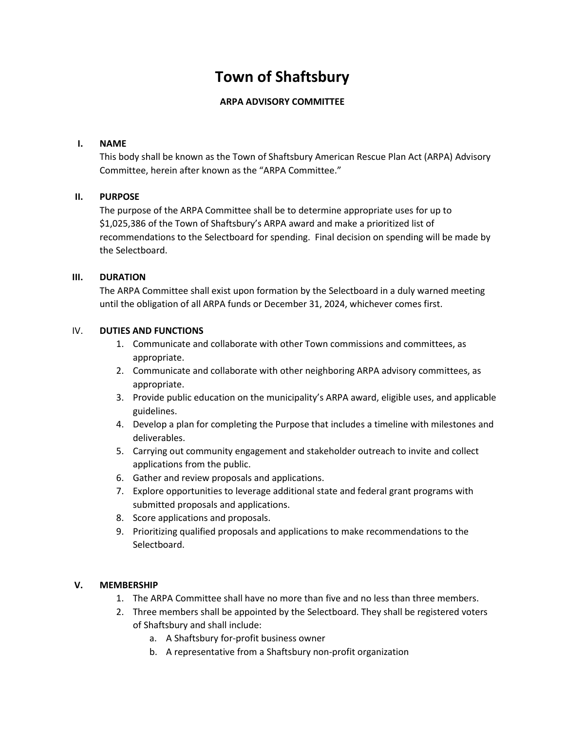# Town of Shaftsbury

### ARPA ADVISORY COMMITTEE

**I. NAME**

This body shall be known as the Town of Shaftsbury American Rescue Plan Act (ARPA) Advisory Committee, herein after known as the "ARPA Committee."

**II. PURPOSE**

The purpose of the ARPA Committee shall be to determine appropriate uses for up to $1,025,386 of the Town of Shaftsbury's ARPA award and make a prioritized list of recommendations to the Selectboard for spending. Final decision on spending will be made by the Selectboard.

**III. DURATION**

The ARPA Committee shall exist upon formation by the Selectboard in a duly warned meeting until the obligation of all ARPA funds or December 31, 2024, whichever comes first.

IV. **DUTIES AND FUNCTIONS**

1. Communicate and collaborate with other Town commissions and committees, as appropriate.
2. Communicate and collaborate with other neighboring ARPA advisory committees, as appropriate.
3. Provide public education on the municipality's ARPA award, eligible uses, and applicable guidelines.
4. Develop a plan for completing the Purpose that includes a timeline with milestones and deliverables.
5. Carrying out community engagement and stakeholder outreach to invite and collect applications from the public.
6. Gather and review proposals and applications.
7. Explore opportunities to leverage additional state and federal grant programs with submitted proposals and applications.
8. Score applications and proposals.
9. Prioritizing qualified proposals and applications to make recommendations to the Selectboard.

**V. MEMBERSHIP**

1. The ARPA Committee shall have no more than five and no less than three members.
2. Three members shall be appointed by the Selectboard. They shall be registered voters of Shaftsbury and shall include:
   a. A Shaftsbury for-profit business owner
   b. A representative from a Shaftsbury non-profit organization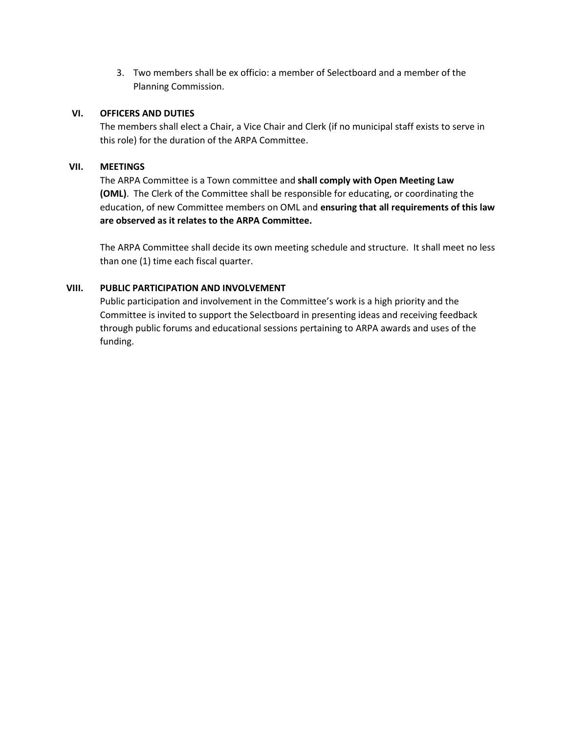3. Two members shall be ex officio: a member of Selectboard and a member of the Planning Commission.

## VI. OFFICERS AND DUTIES

The members shall elect a Chair, a Vice Chair and Clerk (if no municipal staff exists to serve in this role) for the duration of the ARPA Committee.

## VII. MEETINGS

The ARPA Committee is a Town committee and **shall comply with Open Meeting Law (OML)**. The Clerk of the Committee shall be responsible for educating, or coordinating the education, of new Committee members on OML and **ensuring that all requirements of this law are observed as it relates to the ARPA Committee.**

The ARPA Committee shall decide its own meeting schedule and structure. It shall meet no less than one (1) time each fiscal quarter.

## VIII. PUBLIC PARTICIPATION AND INVOLVEMENT

Public participation and involvement in the Committee's work is a high priority and the Committee is invited to support the Selectboard in presenting ideas and receiving feedback through public forums and educational sessions pertaining to ARPA awards and uses of the funding.